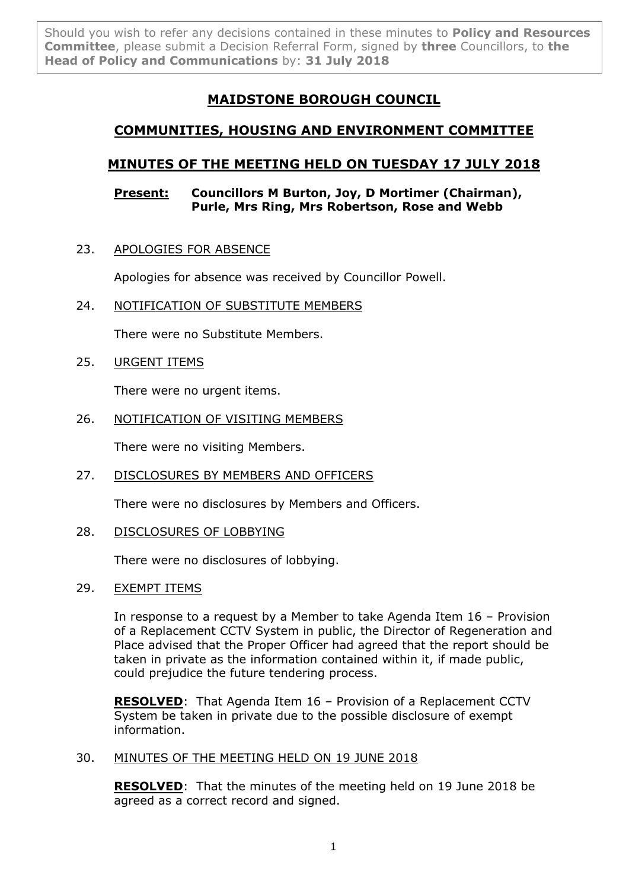Should you wish to refer any decisions contained in these minutes to **Policy and Resources Committee**, please submit a Decision Referral Form, signed by **three** Councillors, to **the Head of Policy and Communications** by: **31 July 2018**

# MAIDSTONE BOROUGH COUNCIL

## COMMUNITIES, HOUSING AND ENVIRONMENT COMMITTEE

## MINUTES OF THE MEETING HELD ON TUESDAY 17 JULY 2018

**Present: Councillors M Burton, Joy, D Mortimer (Chairman), Purle, Mrs Ring, Mrs Robertson, Rose and Webb**

23. APOLOGIES FOR ABSENCE

Apologies for absence was received by Councillor Powell.

24. NOTIFICATION OF SUBSTITUTE MEMBERS

There were no Substitute Members.

25. URGENT ITEMS

There were no urgent items.

26. NOTIFICATION OF VISITING MEMBERS

There were no visiting Members.

27. DISCLOSURES BY MEMBERS AND OFFICERS

There were no disclosures by Members and Officers.

28. DISCLOSURES OF LOBBYING

There were no disclosures of lobbying.

29. EXEMPT ITEMS

In response to a request by a Member to take Agenda Item 16 – Provision of a Replacement CCTV System in public, the Director of Regeneration and Place advised that the Proper Officer had agreed that the report should be taken in private as the information contained within it, if made public, could prejudice the future tendering process.

**RESOLVED**: That Agenda Item 16 – Provision of a Replacement CCTV System be taken in private due to the possible disclosure of exempt information.

30. MINUTES OF THE MEETING HELD ON 19 JUNE 2018

**RESOLVED**: That the minutes of the meeting held on 19 June 2018 be agreed as a correct record and signed.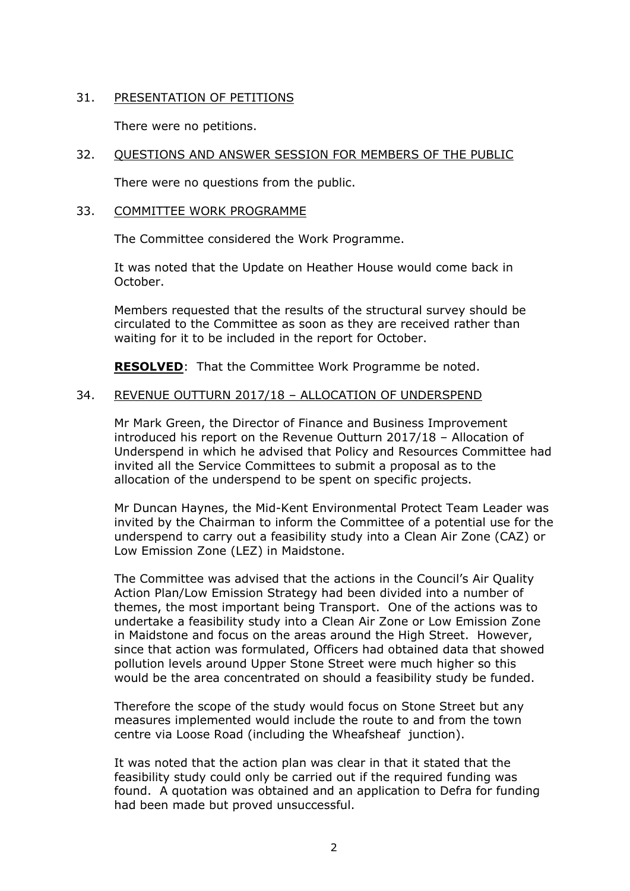31. PRESENTATION OF PETITIONS

There were no petitions.

32. QUESTIONS AND ANSWER SESSION FOR MEMBERS OF THE PUBLIC

There were no questions from the public.

33. COMMITTEE WORK PROGRAMME

The Committee considered the Work Programme.

It was noted that the Update on Heather House would come back in October.

Members requested that the results of the structural survey should be circulated to the Committee as soon as they are received rather than waiting for it to be included in the report for October.

**RESOLVED**: That the Committee Work Programme be noted.

34. REVENUE OUTTURN 2017/18 – ALLOCATION OF UNDERSPEND

Mr Mark Green, the Director of Finance and Business Improvement introduced his report on the Revenue Outturn 2017/18 – Allocation of Underspend in which he advised that Policy and Resources Committee had invited all the Service Committees to submit a proposal as to the allocation of the underspend to be spent on specific projects.

Mr Duncan Haynes, the Mid-Kent Environmental Protect Team Leader was invited by the Chairman to inform the Committee of a potential use for the underspend to carry out a feasibility study into a Clean Air Zone (CAZ) or Low Emission Zone (LEZ) in Maidstone.

The Committee was advised that the actions in the Council's Air Quality Action Plan/Low Emission Strategy had been divided into a number of themes, the most important being Transport. One of the actions was to undertake a feasibility study into a Clean Air Zone or Low Emission Zone in Maidstone and focus on the areas around the High Street. However, since that action was formulated, Officers had obtained data that showed pollution levels around Upper Stone Street were much higher so this would be the area concentrated on should a feasibility study be funded.

Therefore the scope of the study would focus on Stone Street but any measures implemented would include the route to and from the town centre via Loose Road (including the Wheafsheaf junction).

It was noted that the action plan was clear in that it stated that the feasibility study could only be carried out if the required funding was found. A quotation was obtained and an application to Defra for funding had been made but proved unsuccessful.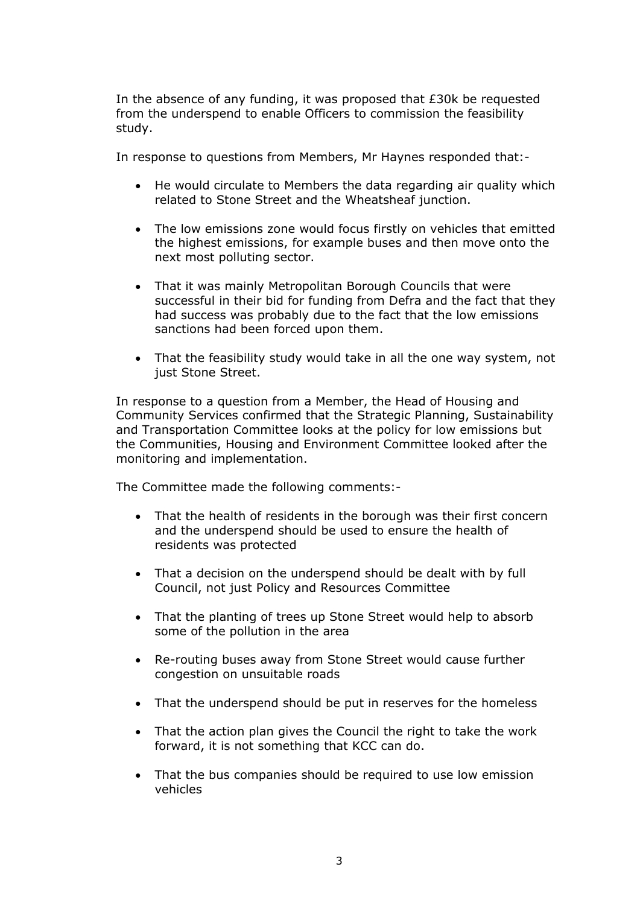In the absence of any funding, it was proposed that £30k be requested from the underspend to enable Officers to commission the feasibility study.

In response to questions from Members, Mr Haynes responded that:-

- He would circulate to Members the data regarding air quality which related to Stone Street and the Wheatsheaf junction.
- The low emissions zone would focus firstly on vehicles that emitted the highest emissions, for example buses and then move onto the next most polluting sector.
- That it was mainly Metropolitan Borough Councils that were successful in their bid for funding from Defra and the fact that they had success was probably due to the fact that the low emissions sanctions had been forced upon them.
- That the feasibility study would take in all the one way system, not just Stone Street.

In response to a question from a Member, the Head of Housing and Community Services confirmed that the Strategic Planning, Sustainability and Transportation Committee looks at the policy for low emissions but the Communities, Housing and Environment Committee looked after the monitoring and implementation.

The Committee made the following comments:-

- That the health of residents in the borough was their first concern and the underspend should be used to ensure the health of residents was protected
- That a decision on the underspend should be dealt with by full Council, not just Policy and Resources Committee
- That the planting of trees up Stone Street would help to absorb some of the pollution in the area
- Re-routing buses away from Stone Street would cause further congestion on unsuitable roads
- That the underspend should be put in reserves for the homeless
- That the action plan gives the Council the right to take the work forward, it is not something that KCC can do.
- That the bus companies should be required to use low emission vehicles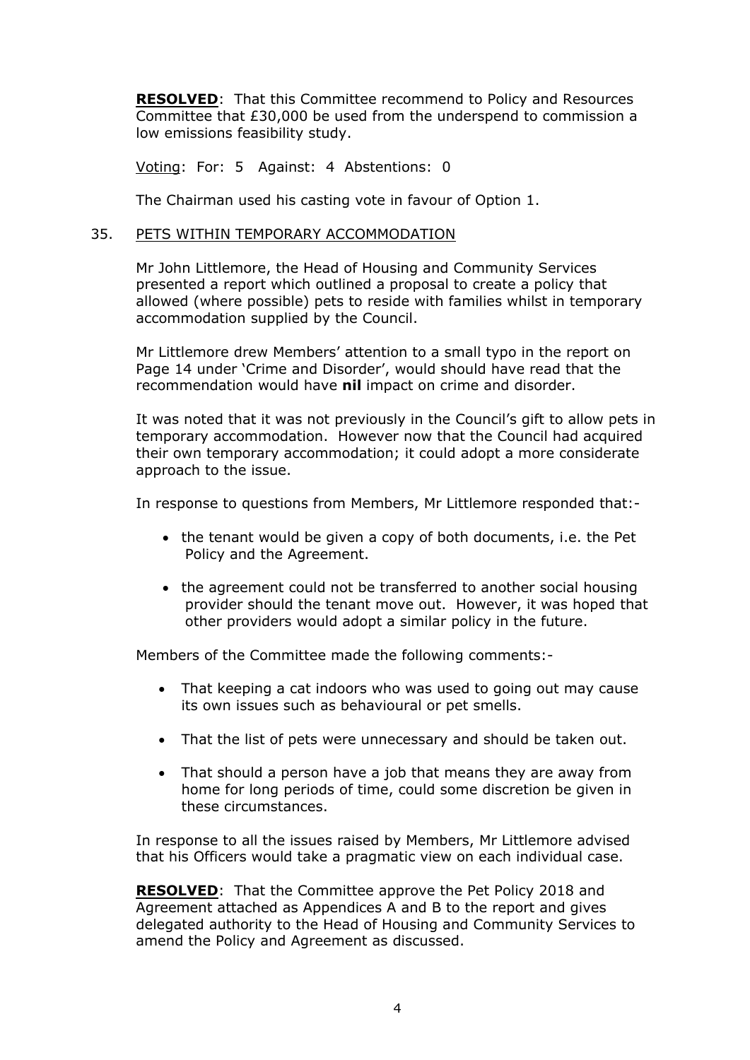**RESOLVED**: That this Committee recommend to Policy and Resources Committee that £30,000 be used from the underspend to commission a low emissions feasibility study.

<u>Voting</u>: For: 5 Against: 4 Abstentions: 0

The Chairman used his casting vote in favour of Option 1.

35. <u>PETS WITHIN TEMPORARY ACCOMMODATION</u>

Mr John Littlemore, the Head of Housing and Community Services presented a report which outlined a proposal to create a policy that allowed (where possible) pets to reside with families whilst in temporary accommodation supplied by the Council.

Mr Littlemore drew Members' attention to a small typo in the report on Page 14 under 'Crime and Disorder', would should have read that the recommendation would have **nil** impact on crime and disorder.

It was noted that it was not previously in the Council's gift to allow pets in temporary accommodation. However now that the Council had acquired their own temporary accommodation; it could adopt a more considerate approach to the issue.

In response to questions from Members, Mr Littlemore responded that:-

- the tenant would be given a copy of both documents, i.e. the Pet Policy and the Agreement.
- the agreement could not be transferred to another social housing provider should the tenant move out. However, it was hoped that other providers would adopt a similar policy in the future.

Members of the Committee made the following comments:-

- That keeping a cat indoors who was used to going out may cause its own issues such as behavioural or pet smells.
- That the list of pets were unnecessary and should be taken out.
- That should a person have a job that means they are away from home for long periods of time, could some discretion be given in these circumstances.

In response to all the issues raised by Members, Mr Littlemore advised that his Officers would take a pragmatic view on each individual case.

**RESOLVED**: That the Committee approve the Pet Policy 2018 and Agreement attached as Appendices A and B to the report and gives delegated authority to the Head of Housing and Community Services to amend the Policy and Agreement as discussed.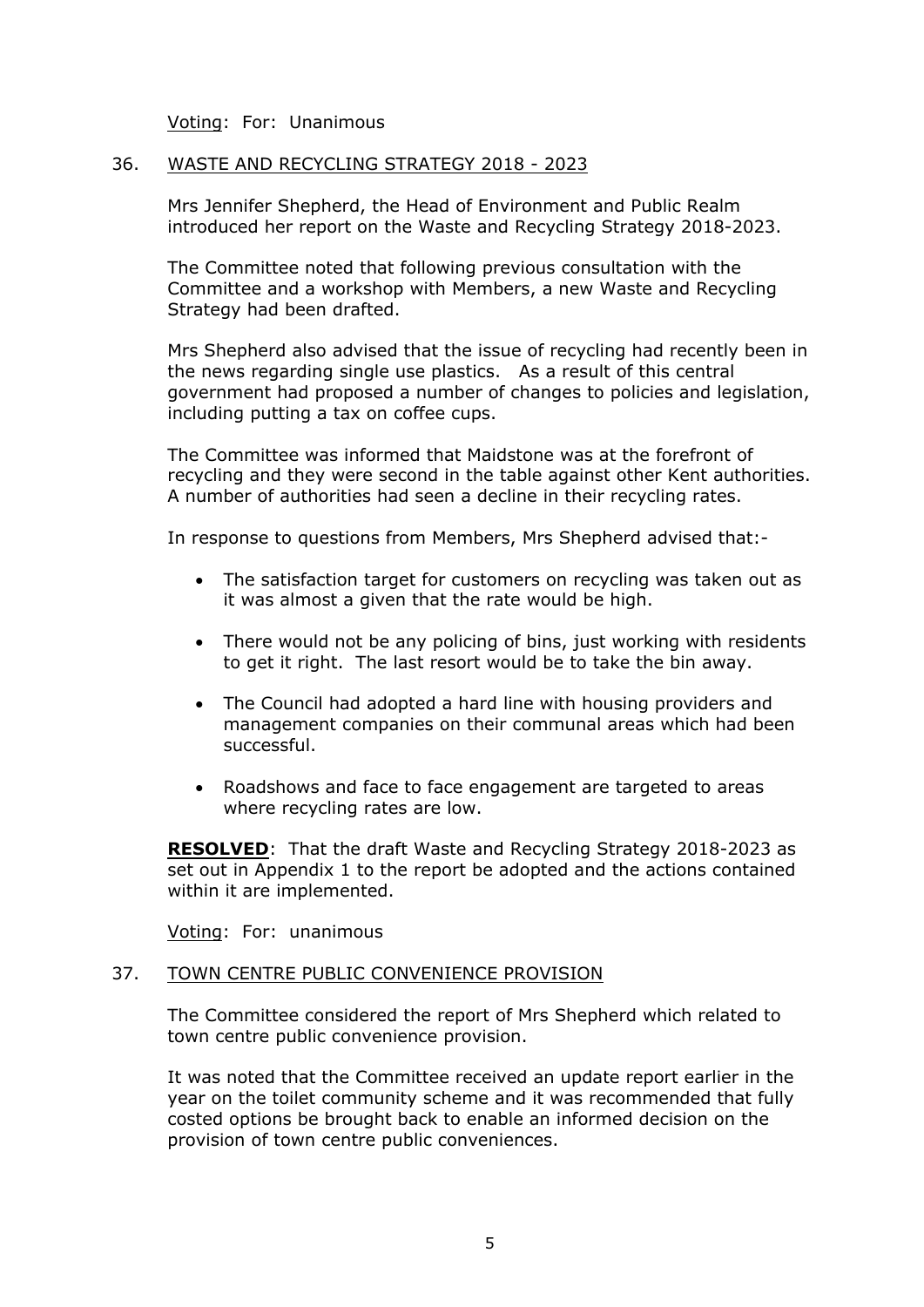<u>Voting</u>: For: Unanimous

36. <u>WASTE AND RECYCLING STRATEGY 2018 - 2023</u>

Mrs Jennifer Shepherd, the Head of Environment and Public Realm introduced her report on the Waste and Recycling Strategy 2018-2023.

The Committee noted that following previous consultation with the Committee and a workshop with Members, a new Waste and Recycling Strategy had been drafted.

Mrs Shepherd also advised that the issue of recycling had recently been in the news regarding single use plastics. As a result of this central government had proposed a number of changes to policies and legislation, including putting a tax on coffee cups.

The Committee was informed that Maidstone was at the forefront of recycling and they were second in the table against other Kent authorities. A number of authorities had seen a decline in their recycling rates.

In response to questions from Members, Mrs Shepherd advised that:-

- The satisfaction target for customers on recycling was taken out as it was almost a given that the rate would be high.
- There would not be any policing of bins, just working with residents to get it right. The last resort would be to take the bin away.
- The Council had adopted a hard line with housing providers and management companies on their communal areas which had been successful.
- Roadshows and face to face engagement are targeted to areas where recycling rates are low.

**<u>RESOLVED</u>**: That the draft Waste and Recycling Strategy 2018-2023 as set out in Appendix 1 to the report be adopted and the actions contained within it are implemented.

<u>Voting</u>: For: unanimous

37. <u>TOWN CENTRE PUBLIC CONVENIENCE PROVISION</u>

The Committee considered the report of Mrs Shepherd which related to town centre public convenience provision.

It was noted that the Committee received an update report earlier in the year on the toilet community scheme and it was recommended that fully costed options be brought back to enable an informed decision on the provision of town centre public conveniences.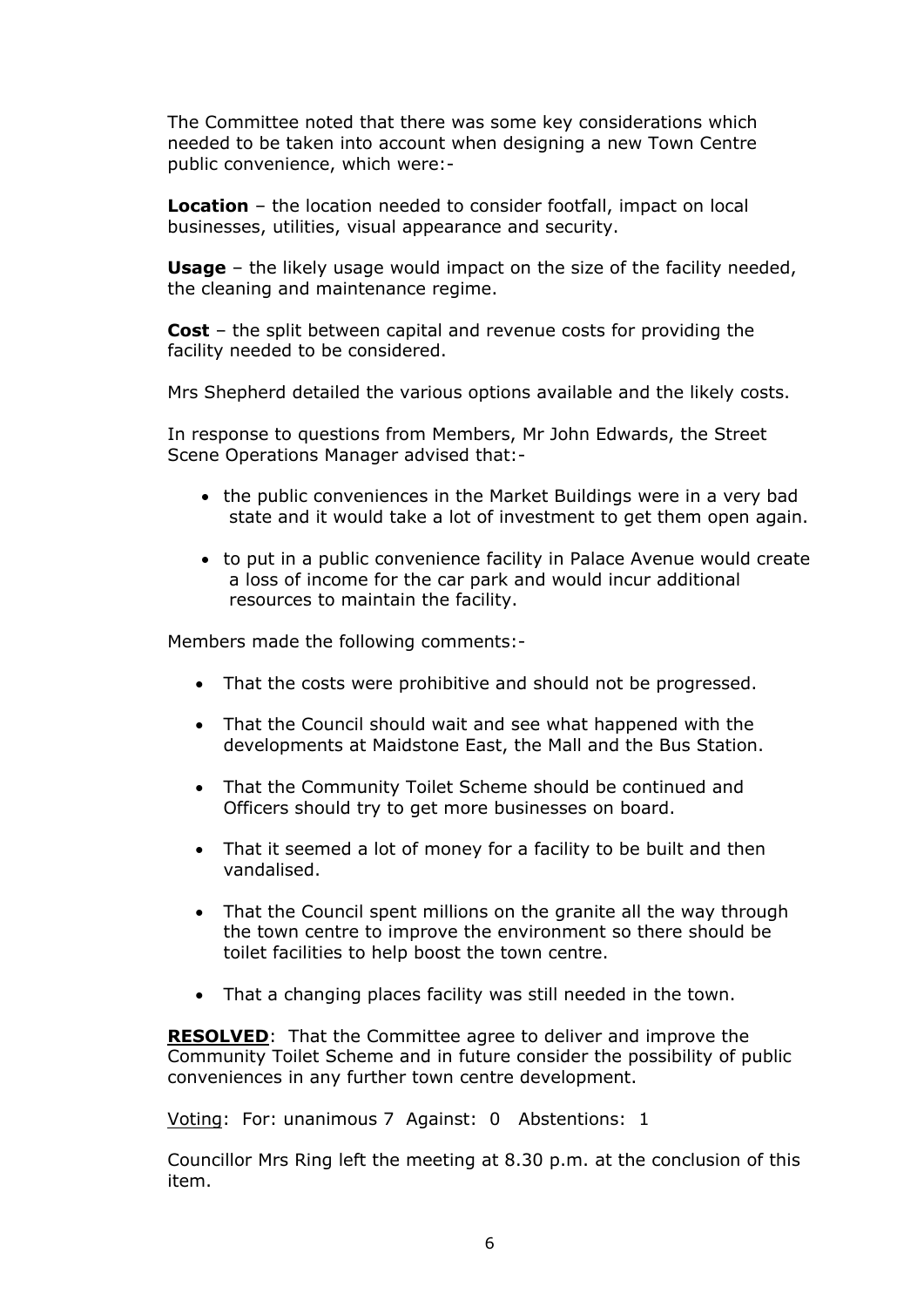The Committee noted that there was some key considerations which needed to be taken into account when designing a new Town Centre public convenience, which were:-

**Location** – the location needed to consider footfall, impact on local businesses, utilities, visual appearance and security.

**Usage** – the likely usage would impact on the size of the facility needed, the cleaning and maintenance regime.

**Cost** – the split between capital and revenue costs for providing the facility needed to be considered.

Mrs Shepherd detailed the various options available and the likely costs.

In response to questions from Members, Mr John Edwards, the Street Scene Operations Manager advised that:-

- the public conveniences in the Market Buildings were in a very bad state and it would take a lot of investment to get them open again.
- to put in a public convenience facility in Palace Avenue would create a loss of income for the car park and would incur additional resources to maintain the facility.

Members made the following comments:-

- That the costs were prohibitive and should not be progressed.
- That the Council should wait and see what happened with the developments at Maidstone East, the Mall and the Bus Station.
- That the Community Toilet Scheme should be continued and Officers should try to get more businesses on board.
- That it seemed a lot of money for a facility to be built and then vandalised.
- That the Council spent millions on the granite all the way through the town centre to improve the environment so there should be toilet facilities to help boost the town centre.
- That a changing places facility was still needed in the town.

**RESOLVED**: That the Committee agree to deliver and improve the Community Toilet Scheme and in future consider the possibility of public conveniences in any further town centre development.

Voting: For: unanimous 7 Against: 0 Abstentions: 1

Councillor Mrs Ring left the meeting at 8.30 p.m. at the conclusion of this item.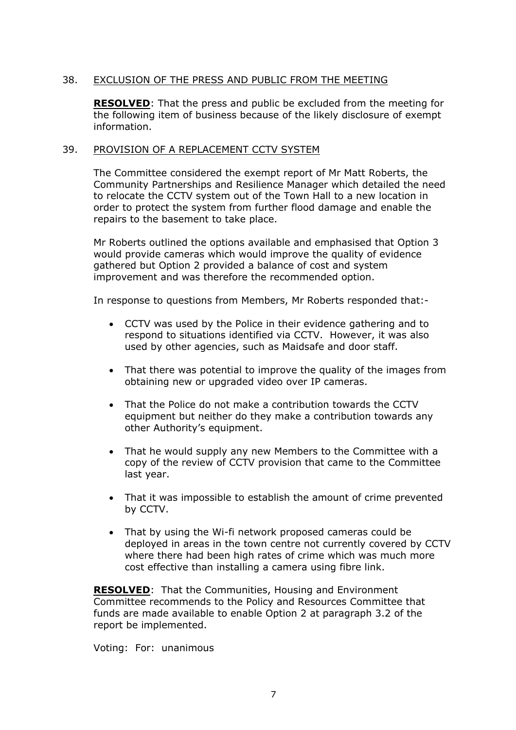38. <u>EXCLUSION OF THE PRESS AND PUBLIC FROM THE MEETING</u>

**RESOLVED**: That the press and public be excluded from the meeting for the following item of business because of the likely disclosure of exempt information.

39. <u>PROVISION OF A REPLACEMENT CCTV SYSTEM</u>

The Committee considered the exempt report of Mr Matt Roberts, the Community Partnerships and Resilience Manager which detailed the need to relocate the CCTV system out of the Town Hall to a new location in order to protect the system from further flood damage and enable the repairs to the basement to take place.

Mr Roberts outlined the options available and emphasised that Option 3 would provide cameras which would improve the quality of evidence gathered but Option 2 provided a balance of cost and system improvement and was therefore the recommended option.

In response to questions from Members, Mr Roberts responded that:-

- CCTV was used by the Police in their evidence gathering and to respond to situations identified via CCTV. However, it was also used by other agencies, such as Maidsafe and door staff.

- That there was potential to improve the quality of the images from obtaining new or upgraded video over IP cameras.

- That the Police do not make a contribution towards the CCTV equipment but neither do they make a contribution towards any other Authority's equipment.

- That he would supply any new Members to the Committee with a copy of the review of CCTV provision that came to the Committee last year.

- That it was impossible to establish the amount of crime prevented by CCTV.

- That by using the Wi-fi network proposed cameras could be deployed in areas in the town centre not currently covered by CCTV where there had been high rates of crime which was much more cost effective than installing a camera using fibre link.

**RESOLVED**: That the Communities, Housing and Environment Committee recommends to the Policy and Resources Committee that funds are made available to enable Option 2 at paragraph 3.2 of the report be implemented.

Voting: For: unanimous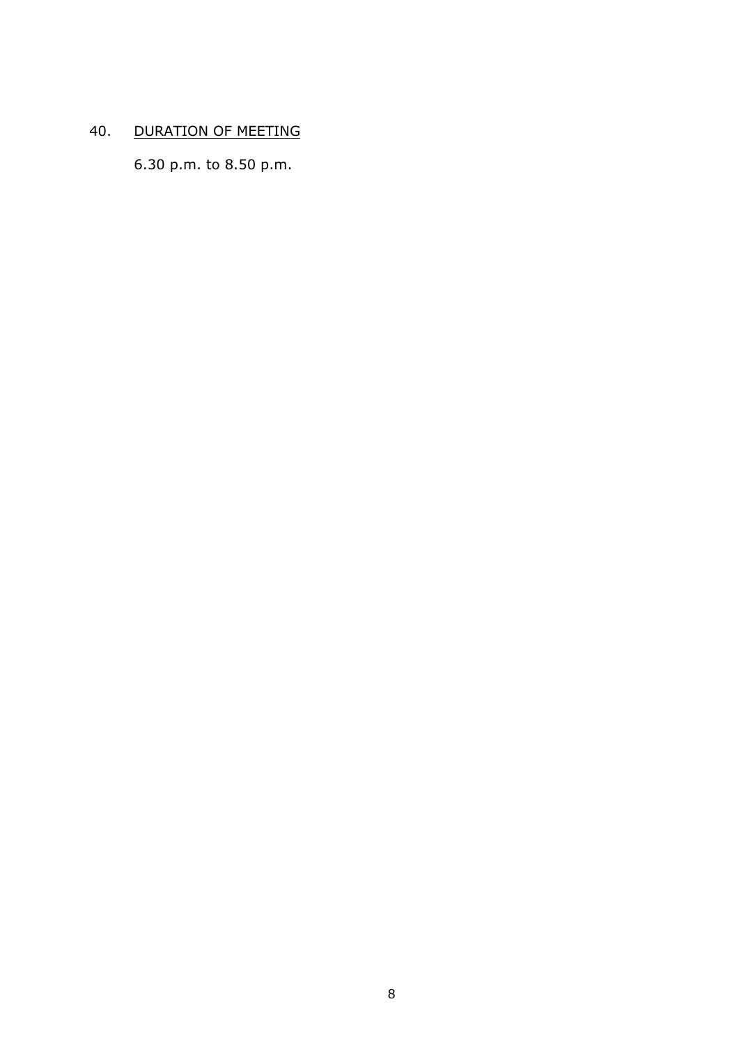40. <u>DURATION OF MEETING</u>

6.30 p.m. to 8.50 p.m.